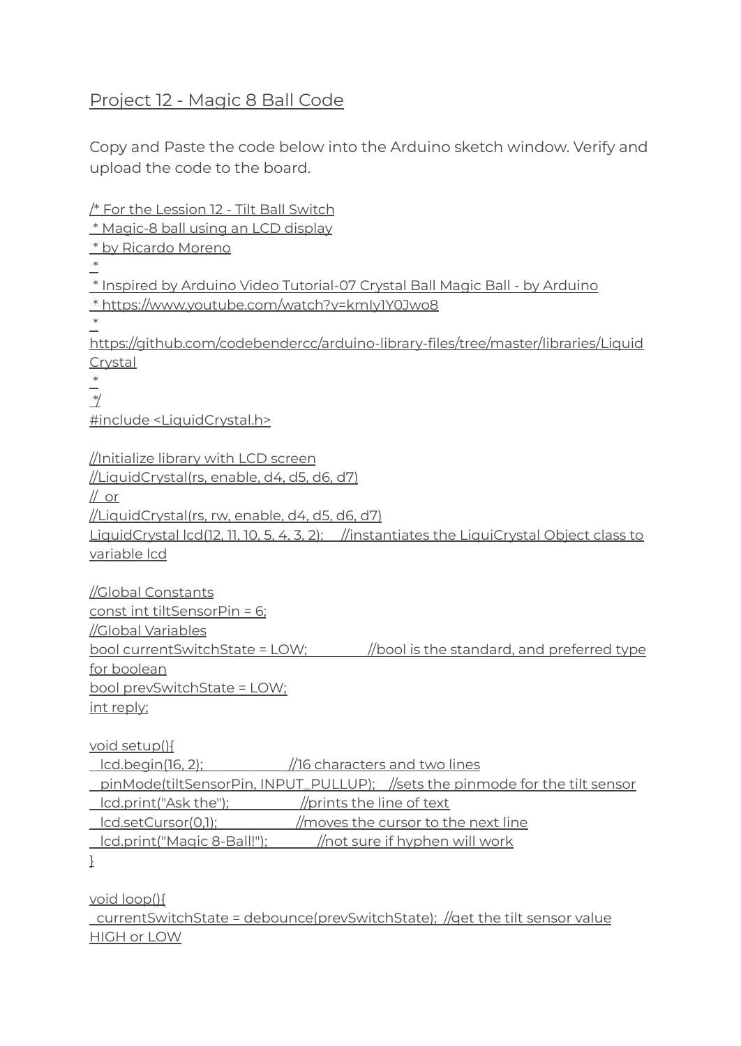## Project 12 - Magic 8 Ball Code

Copy and Paste the code below into the Arduino sketch window. Verify and upload the code to the board.

```
/* For the Lession 12 - Tilt Ball Switch
 * Magic-8 ball using an LCD display
 * by Ricardo Moreno
 *
 * Inspired by Arduino Video Tutorial-07 Crystal Ball Magic Ball - by Arduino
 * https://www.youtube.com/watch?v=kmIy1Y0Jwo8
 *
https://github.com/codebendercc/arduino-library-files/tree/master/libraries/LiquidCrystal
 *
 */
#include <LiquidCrystal.h>

//Initialize library with LCD screen
//LiquidCrystal(rs, enable, d4, d5, d6, d7)
//  or
//LiquidCrystal(rs, rw, enable, d4, d5, d6, d7)
LiquidCrystal lcd(12, 11, 10, 5, 4, 3, 2);     //instantiates the LiquiCrystal Object class to variable lcd

//Global Constants
const int tiltSensorPin = 6;
//Global Variables
bool currentSwitchState = LOW;          //bool is the standard, and preferred type for boolean
bool prevSwitchState = LOW;
int reply;

void setup(){
  lcd.begin(16, 2);                //16 characters and two lines
  pinMode(tiltSensorPin, INPUT_PULLUP);    //sets the pinmode for the tilt sensor
  lcd.print("Ask the");             //prints the line of text
  lcd.setCursor(0,1);               //moves the cursor to the next line
  lcd.print("Magic 8-Ball!");          //not sure if hyphen will work
}

void loop(){
  currentSwitchState = debounce(prevSwitchState);  //get the tilt sensor value HIGH or LOW
```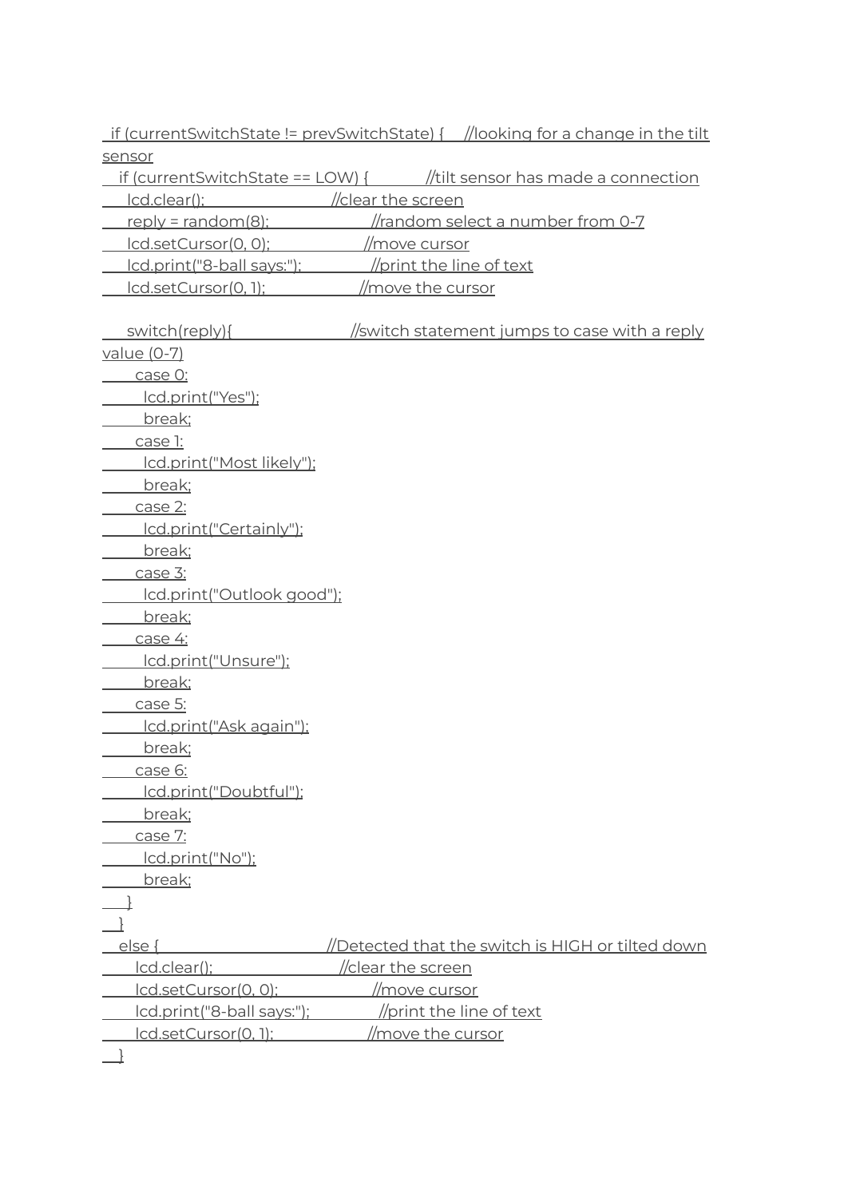```
 if (currentSwitchState != prevSwitchState) {    //looking for a change in the tilt sensor
   if (currentSwitchState == LOW) {          //tilt sensor has made a connection
     lcd.clear();                       //clear the screen
     reply = random(8);                 //random select a number from 0-7
     lcd.setCursor(0, 0);               //move cursor
     lcd.print("8-ball says:");         //print the line of text
     lcd.setCursor(0, 1);               //move the cursor

     switch(reply){                     //switch statement jumps to case with a reply value (0-7)
       case 0:
        lcd.print("Yes");
        break;
       case 1:
        lcd.print("Most likely");
        break;
       case 2:
        lcd.print("Certainly");
        break;
       case 3:
        lcd.print("Outlook good");
        break;
       case 4:
        lcd.print("Unsure");
        break;
       case 5:
        lcd.print("Ask again");
        break;
       case 6:
        lcd.print("Doubtful");
        break;
       case 7:
        lcd.print("No");
        break;
     }
   }
   else {                               //Detected that the switch is HIGH or tilted down
      lcd.clear();                      //clear the screen
      lcd.setCursor(0, 0);              //move cursor
      lcd.print("8-ball says:");        //print the line of text
      lcd.setCursor(0, 1);              //move the cursor
   }
```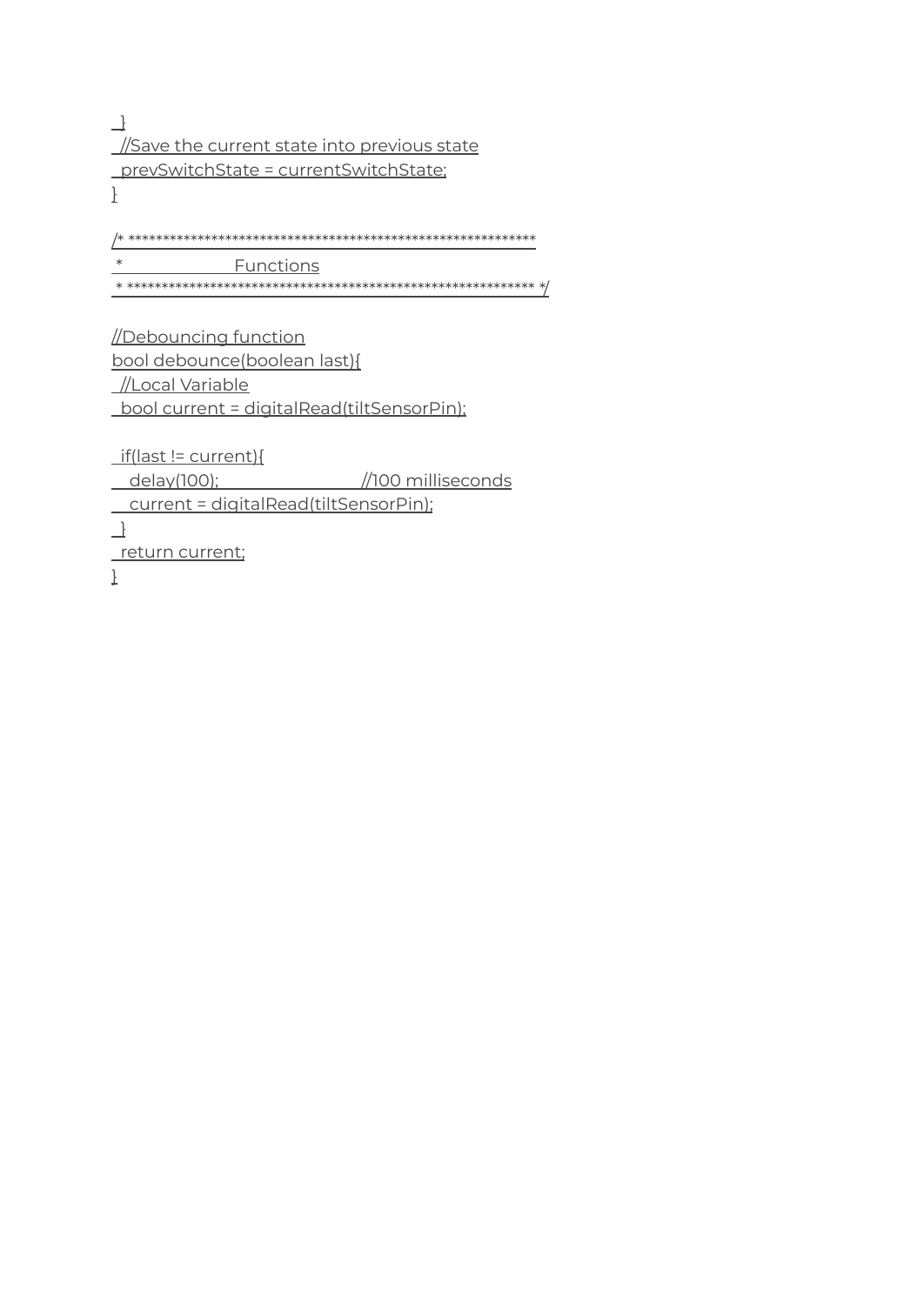```
  }
  //Save the current state into previous state
  prevSwitchState = currentSwitchState;
}

/* ************************************************************
 *                  Functions
 * ************************************************************ */

//Debouncing function
bool debounce(boolean last){
  //Local Variable
  bool current = digitalRead(tiltSensorPin);

  if(last != current){
    delay(100);                    //100 milliseconds
    current = digitalRead(tiltSensorPin);
  }
  return current;
}
```